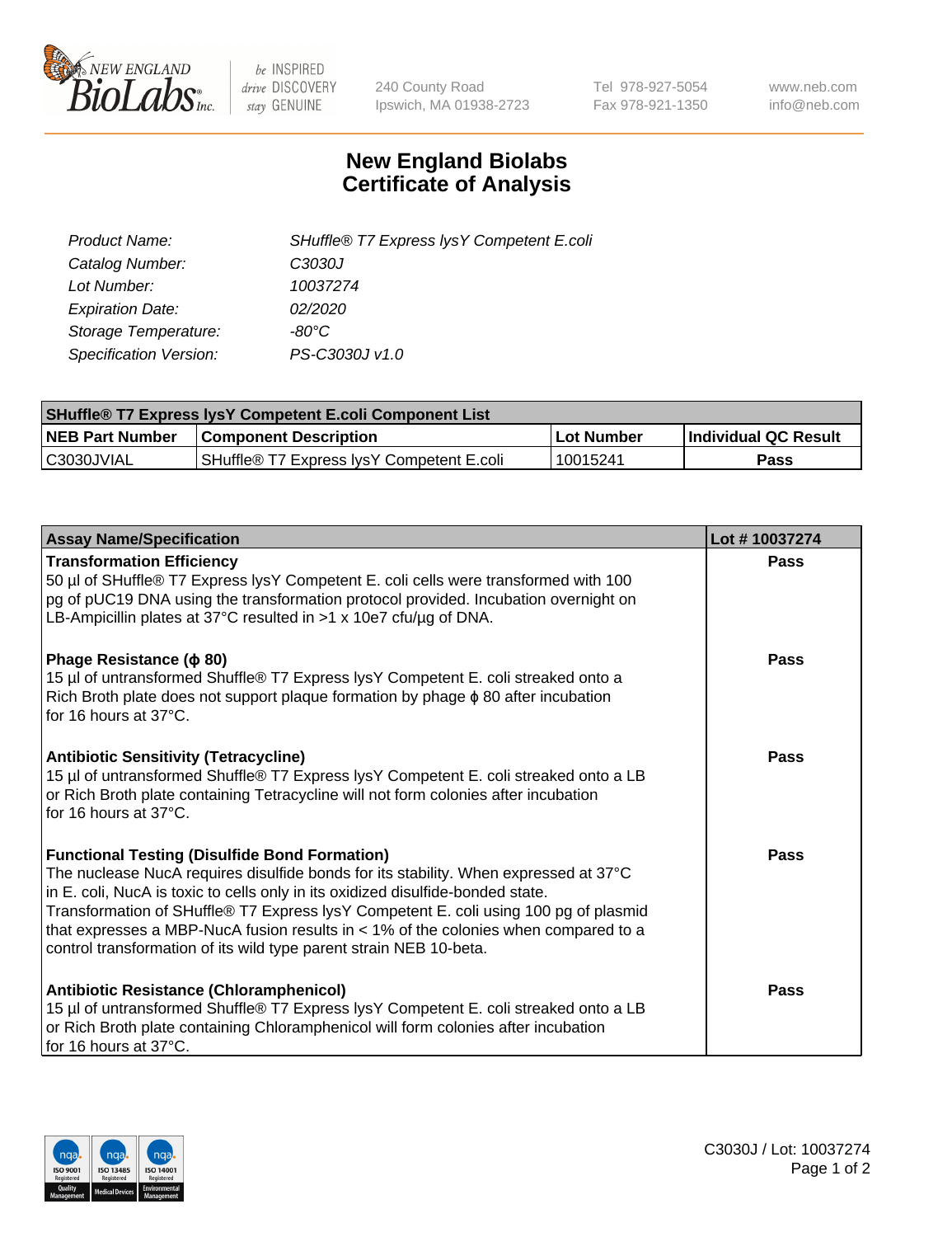240 County Road
Ipswich, MA 01938-2723

Tel 978-927-5054
Fax 978-921-1350

www.neb.com
info@neb.com

# New England Biolabs
# Certificate of Analysis

| | |
|---|---|
| *Product Name:* | *SHuffle® T7 Express lysY Competent E.coli* |
| *Catalog Number:* | *C3030J* |
| *Lot Number:* | *10037274* |
| *Expiration Date:* | *02/2020* |
| *Storage Temperature:* | *-80°C* |
| *Specification Version:* | *PS-C3030J v1.0* |

| SHuffle® T7 Express lysY Competent E.coli Component List | | | |
|---|---|---|---|
| **NEB Part Number** | **Component Description** | **Lot Number** | **Individual QC Result** |
| C3030JVIAL | SHuffle® T7 Express lysY Competent E.coli | 10015241 | **Pass** |

| Assay Name/Specification | Lot # 10037274 |
|---|---|
| **Transformation Efficiency**<br>50 µl of SHuffle® T7 Express lysY Competent E. coli cells were transformed with 100 pg of pUC19 DNA using the transformation protocol provided. Incubation overnight on LB-Ampicillin plates at 37°C resulted in >1 x 10e7 cfu/µg of DNA. | **Pass** |
| **Phage Resistance (ϕ 80)**<br>15 µl of untransformed Shuffle® T7 Express lysY Competent E. coli streaked onto a Rich Broth plate does not support plaque formation by phage ϕ 80 after incubation for 16 hours at 37°C. | **Pass** |
| **Antibiotic Sensitivity (Tetracycline)**<br>15 µl of untransformed Shuffle® T7 Express lysY Competent E. coli streaked onto a LB or Rich Broth plate containing Tetracycline will not form colonies after incubation for 16 hours at 37°C. | **Pass** |
| **Functional Testing (Disulfide Bond Formation)**<br>The nuclease NucA requires disulfide bonds for its stability. When expressed at 37°C in E. coli, NucA is toxic to cells only in its oxidized disulfide-bonded state. Transformation of SHuffle® T7 Express lysY Competent E. coli using 100 pg of plasmid that expresses a MBP-NucA fusion results in < 1% of the colonies when compared to a control transformation of its wild type parent strain NEB 10-beta. | **Pass** |
| **Antibiotic Resistance (Chloramphenicol)**<br>15 µl of untransformed Shuffle® T7 Express lysY Competent E. coli streaked onto a LB or Rich Broth plate containing Chloramphenicol will form colonies after incubation for 16 hours at 37°C. | **Pass** |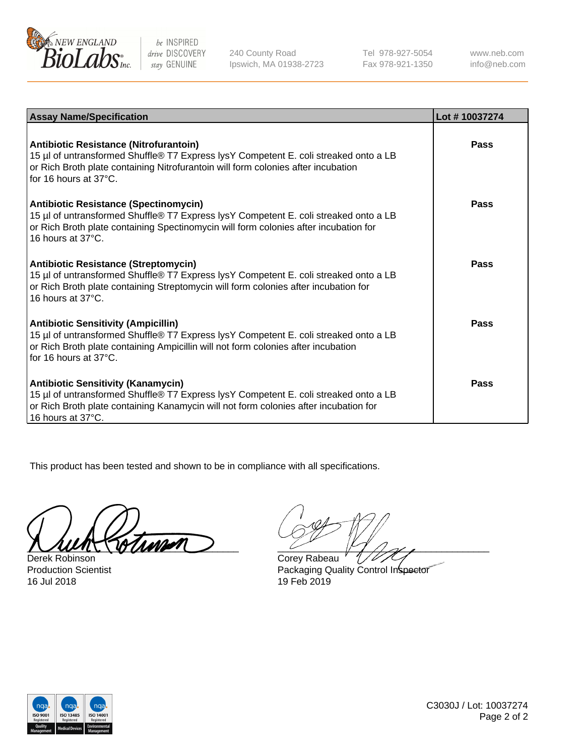New England BioLabs Inc. — be INSPIRED drive DISCOVERY stay GENUINE

240 County Road
Ipswich, MA 01938-2723

Tel 978-927-5054
Fax 978-921-1350

www.neb.com
info@neb.com

| Assay Name/Specification | Lot # 10037274 |
|---|---|
| **Antibiotic Resistance (Nitrofurantoin)**<br>15 µl of untransformed Shuffle® T7 Express lysY Competent E. coli streaked onto a LB or Rich Broth plate containing Nitrofurantoin will form colonies after incubation for 16 hours at 37°C. | **Pass** |
| **Antibiotic Resistance (Spectinomycin)**<br>15 µl of untransformed Shuffle® T7 Express lysY Competent E. coli streaked onto a LB or Rich Broth plate containing Spectinomycin will form colonies after incubation for 16 hours at 37°C. | **Pass** |
| **Antibiotic Resistance (Streptomycin)**<br>15 µl of untransformed Shuffle® T7 Express lysY Competent E. coli streaked onto a LB or Rich Broth plate containing Streptomycin will form colonies after incubation for 16 hours at 37°C. | **Pass** |
| **Antibiotic Sensitivity (Ampicillin)**<br>15 µl of untransformed Shuffle® T7 Express lysY Competent E. coli streaked onto a LB or Rich Broth plate containing Ampicillin will not form colonies after incubation for 16 hours at 37°C. | **Pass** |
| **Antibiotic Sensitivity (Kanamycin)**<br>15 µl of untransformed Shuffle® T7 Express lysY Competent E. coli streaked onto a LB or Rich Broth plate containing Kanamycin will not form colonies after incubation for 16 hours at 37°C. | **Pass** |

This product has been tested and shown to be in compliance with all specifications.

Derek Robinson
Production Scientist
16 Jul 2018

Corey Rabeau
Packaging Quality Control Inspector
19 Feb 2019

C3030J / Lot: 10037274